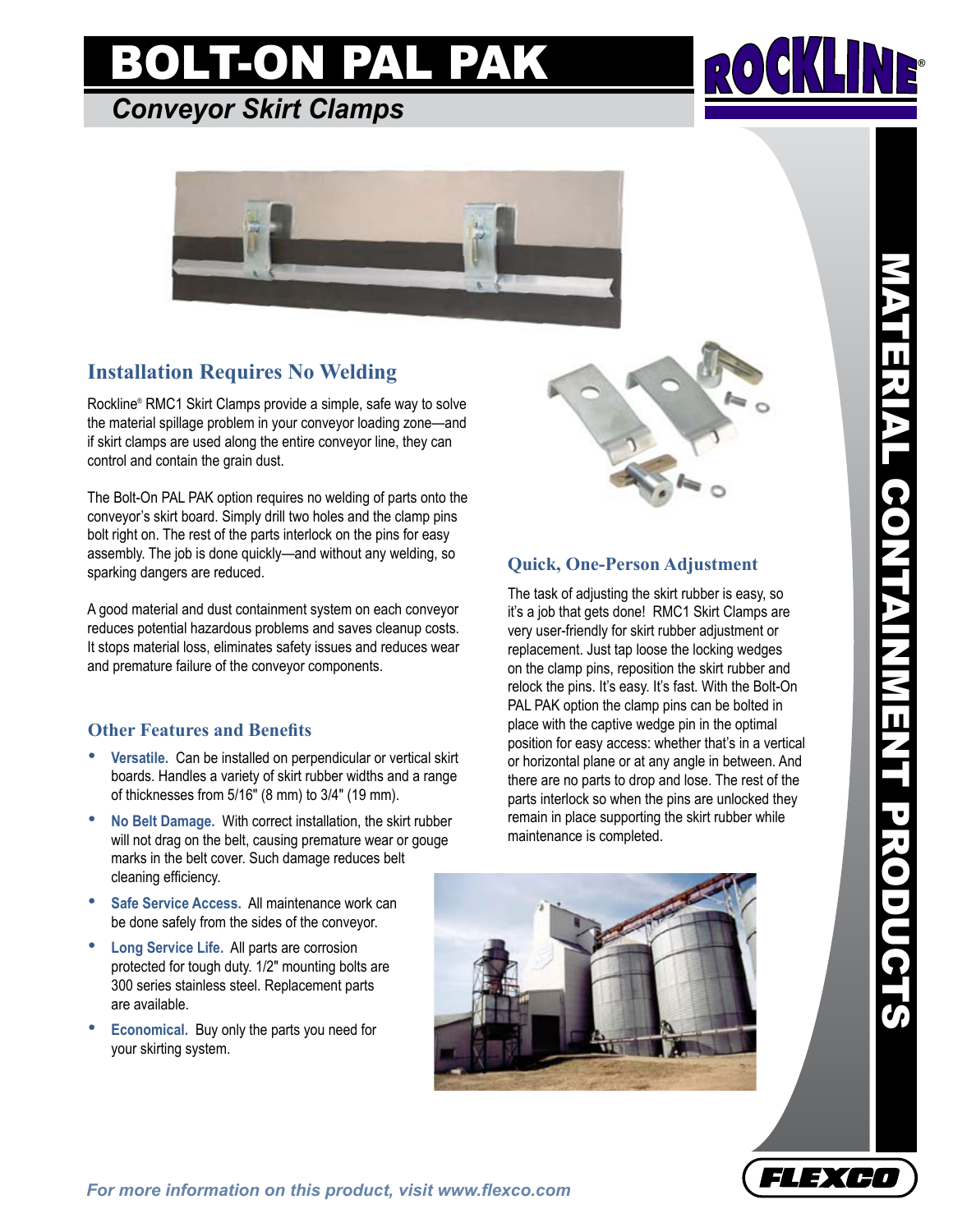# BOLT-ON PAL PAK

## *Conveyor Skirt Clamps*

ROCKLINE®

MATERIAL CONTAINMENT PRODUCTS

### Installation Requires No Welding

Rockline® RMC1 Skirt Clamps provide a simple, safe way to solve the material spillage problem in your conveyor loading zone—and if skirt clamps are used along the entire conveyor line, they can control and contain the grain dust.

The Bolt-On PAL PAK option requires no welding of parts onto the conveyor's skirt board. Simply drill two holes and the clamp pins bolt right on. The rest of the parts interlock on the pins for easy assembly. The job is done quickly—and without any welding, so sparking dangers are reduced.

A good material and dust containment system on each conveyor reduces potential hazardous problems and saves cleanup costs. It stops material loss, eliminates safety issues and reduces wear and premature failure of the conveyor components.

### Other Features and Benefits

- **Versatile.** Can be installed on perpendicular or vertical skirt boards. Handles a variety of skirt rubber widths and a range of thicknesses from 5/16" (8 mm) to 3/4" (19 mm).
- **No Belt Damage.** With correct installation, the skirt rubber will not drag on the belt, causing premature wear or gouge marks in the belt cover. Such damage reduces belt cleaning efficiency.
- **Safe Service Access.** All maintenance work can be done safely from the sides of the conveyor.
- **Long Service Life.** All parts are corrosion protected for tough duty. 1/2" mounting bolts are 300 series stainless steel. Replacement parts are available.
- **Economical.** Buy only the parts you need for your skirting system.

### Quick, One-Person Adjustment

The task of adjusting the skirt rubber is easy, so it's a job that gets done! RMC1 Skirt Clamps are very user-friendly for skirt rubber adjustment or replacement. Just tap loose the locking wedges on the clamp pins, reposition the skirt rubber and relock the pins. It's easy. It's fast. With the Bolt-On PAL PAK option the clamp pins can be bolted in place with the captive wedge pin in the optimal position for easy access: whether that's in a vertical or horizontal plane or at any angle in between. And there are no parts to drop and lose. The rest of the parts interlock so when the pins are unlocked they remain in place supporting the skirt rubber while maintenance is completed.

*For more information on this product, visit www.flexco.com*

FLEXCO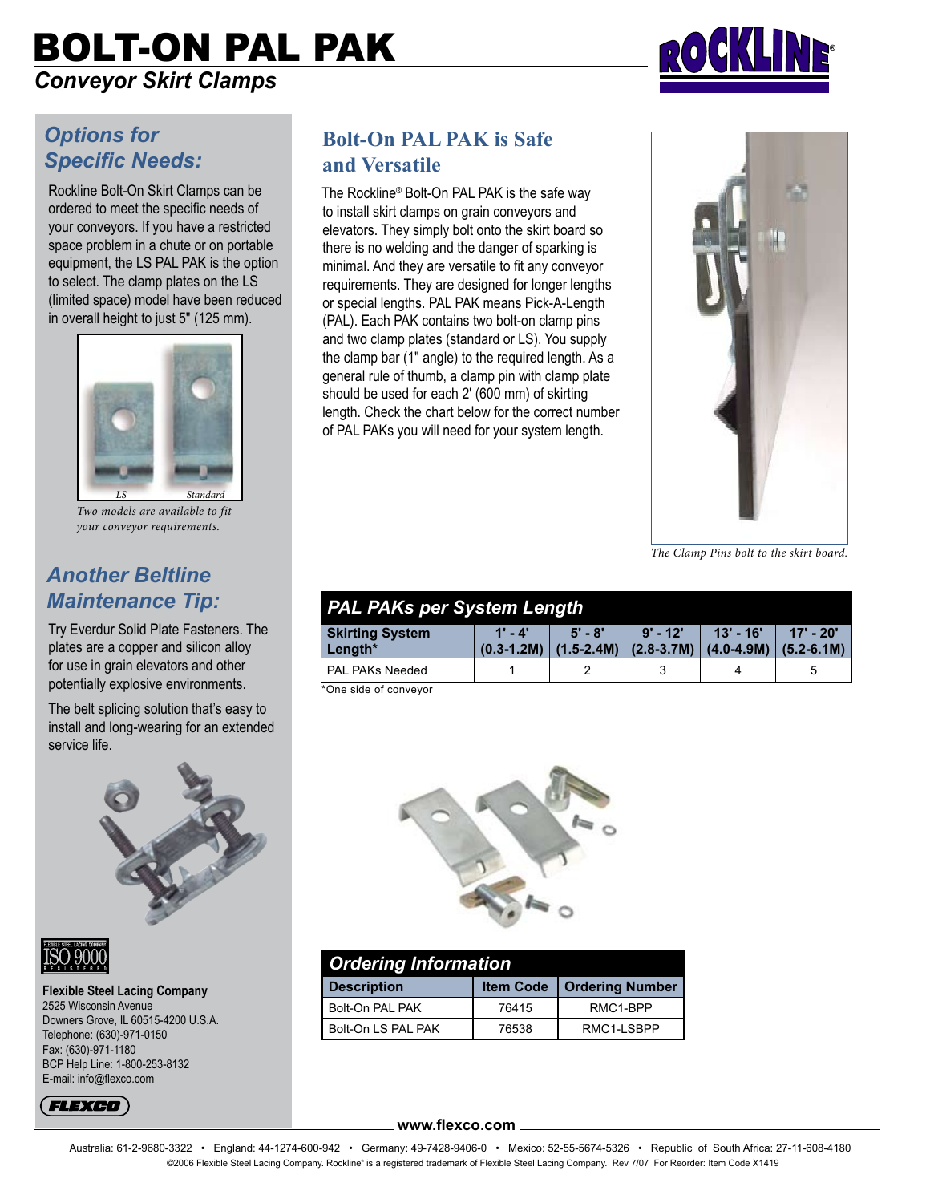# BOLT-ON PAL PAK

*Conveyor Skirt Clamps*

## *Options for Specific Needs:*

Rockline Bolt-On Skirt Clamps can be ordered to meet the specific needs of your conveyors. If you have a restricted space problem in a chute or on portable equipment, the LS PAL PAK is the option to select. The clamp plates on the LS (limited space) model have been reduced in overall height to just 5" (125 mm).

LS Standard

*Two models are available to fit your conveyor requirements.*

## *Another Beltline Maintenance Tip:*

Try Everdur Solid Plate Fasteners. The plates are a copper and silicon alloy for use in grain elevators and other potentially explosive environments.

The belt splicing solution that's easy to install and long-wearing for an extended service life.

**Flexible Steel Lacing Company**
2525 Wisconsin Avenue
Downers Grove, IL 60515-4200 U.S.A.
Telephone: (630)-971-0150
Fax: (630)-971-1180
BCP Help Line: 1-800-253-8132
E-mail: info@flexco.com

## Bolt-On PAL PAK is Safe and Versatile

The Rockline® Bolt-On PAL PAK is the safe way to install skirt clamps on grain conveyors and elevators. They simply bolt onto the skirt board so there is no welding and the danger of sparking is minimal. And they are versatile to fit any conveyor requirements. They are designed for longer lengths or special lengths. PAL PAK means Pick-A-Length (PAL). Each PAK contains two bolt-on clamp pins and two clamp plates (standard or LS). You supply the clamp bar (1" angle) to the required length. As a general rule of thumb, a clamp pin with clamp plate should be used for each 2' (600 mm) of skirting length. Check the chart below for the correct number of PAL PAKs you will need for your system length.

*The Clamp Pins bolt to the skirt board.*

### *PAL PAKs per System Length*

| Skirting System Length* | 1' - 4' (0.3-1.2M) | 5' - 8' (1.5-2.4M) | 9' - 12' (2.8-3.7M) | 13' - 16' (4.0-4.9M) | 17' - 20' (5.2-6.1M) |
|---|---|---|---|---|---|
| PAL PAKs Needed | 1 | 2 | 3 | 4 | 5 |

*One side of conveyor

### *Ordering Information*

| Description | Item Code | Ordering Number |
|---|---|---|
| Bolt-On PAL PAK | 76415 | RMC1-BPP |
| Bolt-On LS PAL PAK | 76538 | RMC1-LSBPP |

www.flexco.com

Australia: 61-2-9680-3322 • England: 44-1274-600-942 • Germany: 49-7428-9406-0 • Mexico: 52-55-5674-5326 • Republic of South Africa: 27-11-608-4180

©2006 Flexible Steel Lacing Company. Rockline® is a registered trademark of Flexible Steel Lacing Company. Rev 7/07 For Reorder: Item Code X1419